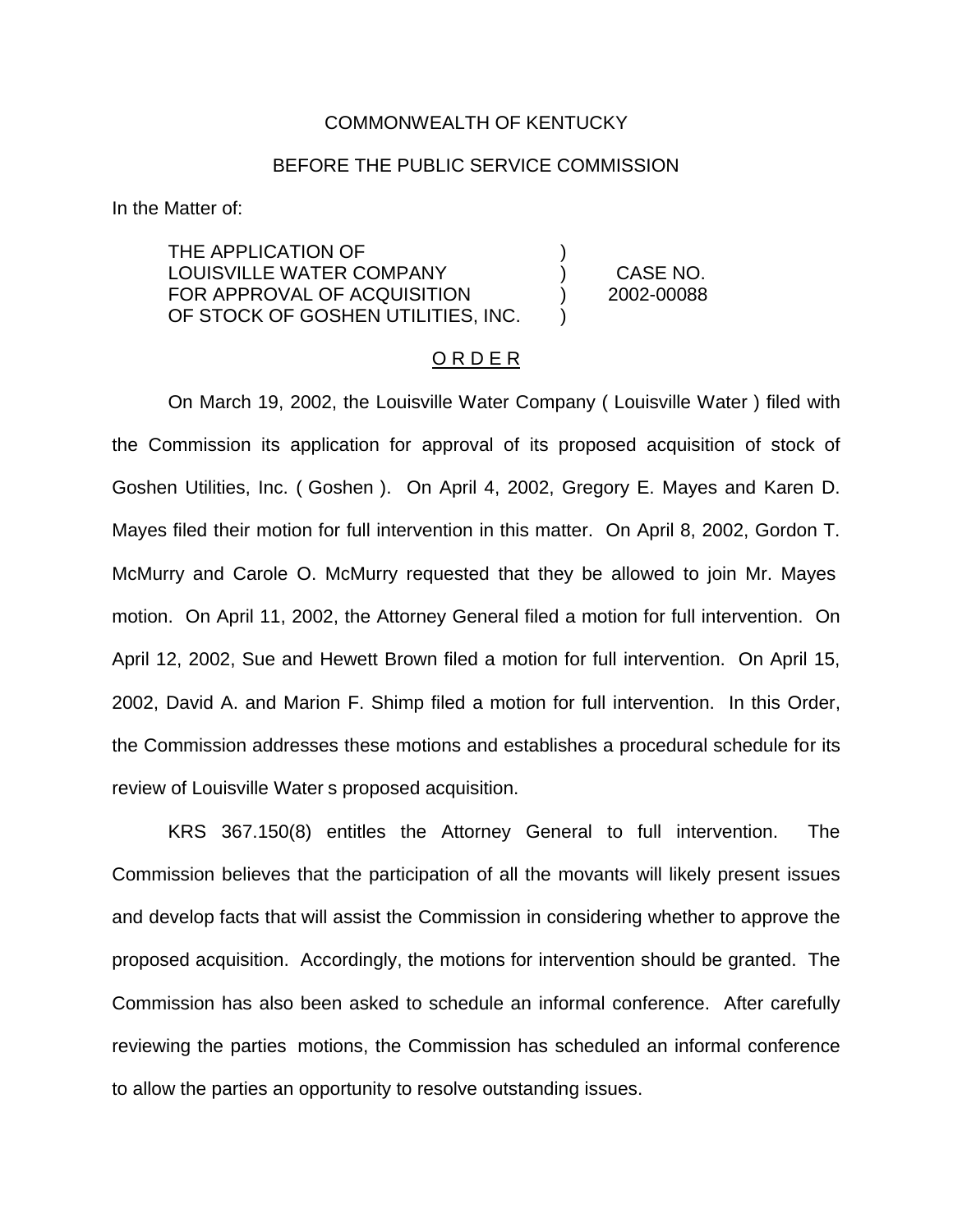COMMONWEALTH OF KENTUCKY

BEFORE THE PUBLIC SERVICE COMMISSION

In the Matter of:

| | | |
|---|---|---|
| THE APPLICATION OF<br>LOUISVILLE WATER COMPANY<br>FOR APPROVAL OF ACQUISITION<br>OF STOCK OF GOSHEN UTILITIES, INC. | )<br>)<br>)<br>) | CASE NO.<br>2002-00088 |

O R D E R

On March 19, 2002, the Louisville Water Company ( Louisville Water ) filed with the Commission its application for approval of its proposed acquisition of stock of Goshen Utilities, Inc. ( Goshen ). On April 4, 2002, Gregory E. Mayes and Karen D. Mayes filed their motion for full intervention in this matter. On April 8, 2002, Gordon T. McMurry and Carole O. McMurry requested that they be allowed to join Mr. Mayes motion. On April 11, 2002, the Attorney General filed a motion for full intervention. On April 12, 2002, Sue and Hewett Brown filed a motion for full intervention. On April 15, 2002, David A. and Marion F. Shimp filed a motion for full intervention. In this Order, the Commission addresses these motions and establishes a procedural schedule for its review of Louisville Water s proposed acquisition.

KRS 367.150(8) entitles the Attorney General to full intervention. The Commission believes that the participation of all the movants will likely present issues and develop facts that will assist the Commission in considering whether to approve the proposed acquisition. Accordingly, the motions for intervention should be granted. The Commission has also been asked to schedule an informal conference. After carefully reviewing the parties motions, the Commission has scheduled an informal conference to allow the parties an opportunity to resolve outstanding issues.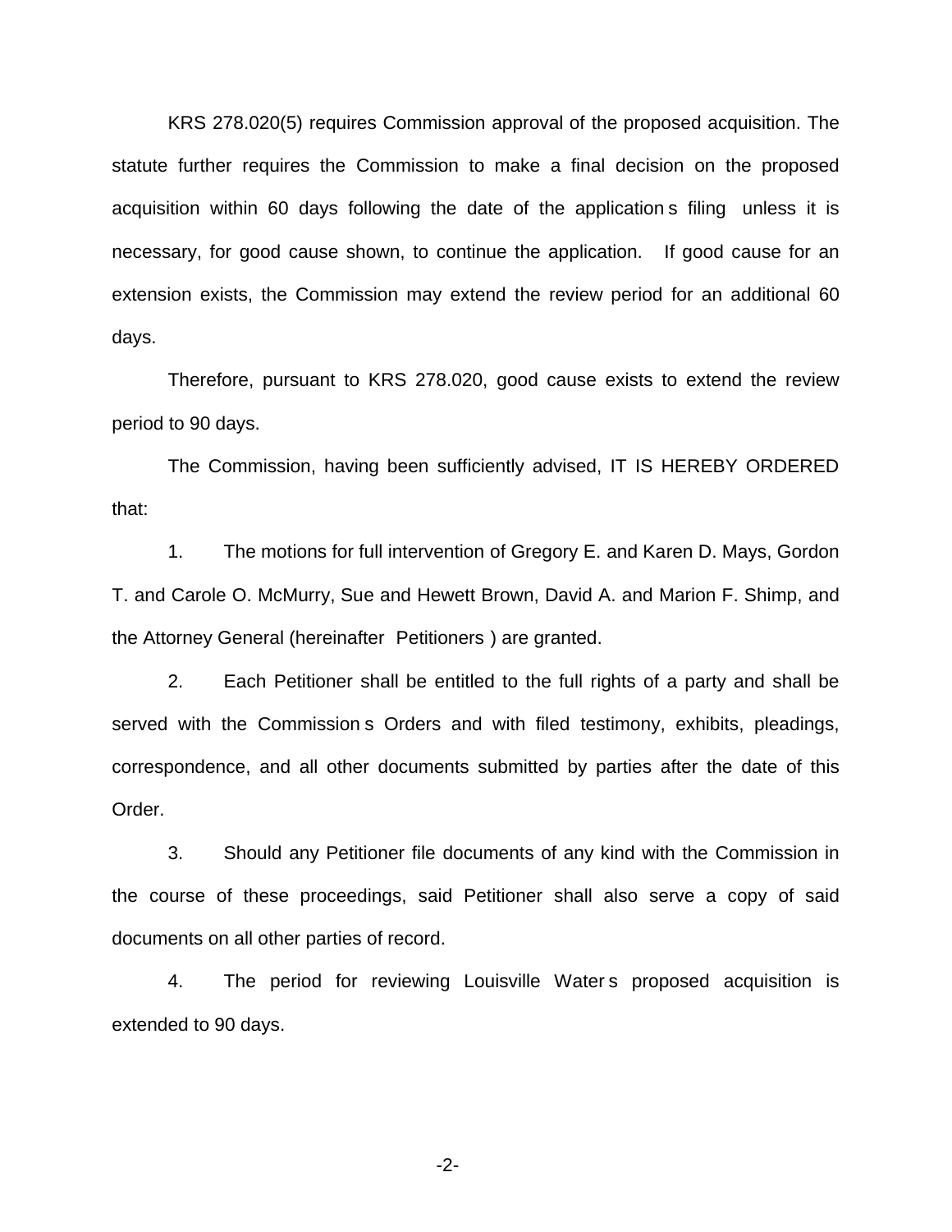KRS 278.020(5) requires Commission approval of the proposed acquisition. The statute further requires the Commission to make a final decision on the proposed acquisition within 60 days following the date of the application s filing unless it is necessary, for good cause shown, to continue the application. If good cause for an extension exists, the Commission may extend the review period for an additional 60 days.

Therefore, pursuant to KRS 278.020, good cause exists to extend the review period to 90 days.

The Commission, having been sufficiently advised, IT IS HEREBY ORDERED that:

1. The motions for full intervention of Gregory E. and Karen D. Mays, Gordon T. and Carole O. McMurry, Sue and Hewett Brown, David A. and Marion F. Shimp, and the Attorney General (hereinafter Petitioners ) are granted.

2. Each Petitioner shall be entitled to the full rights of a party and shall be served with the Commission s Orders and with filed testimony, exhibits, pleadings, correspondence, and all other documents submitted by parties after the date of this Order.

3. Should any Petitioner file documents of any kind with the Commission in the course of these proceedings, said Petitioner shall also serve a copy of said documents on all other parties of record.

4. The period for reviewing Louisville Water s proposed acquisition is extended to 90 days.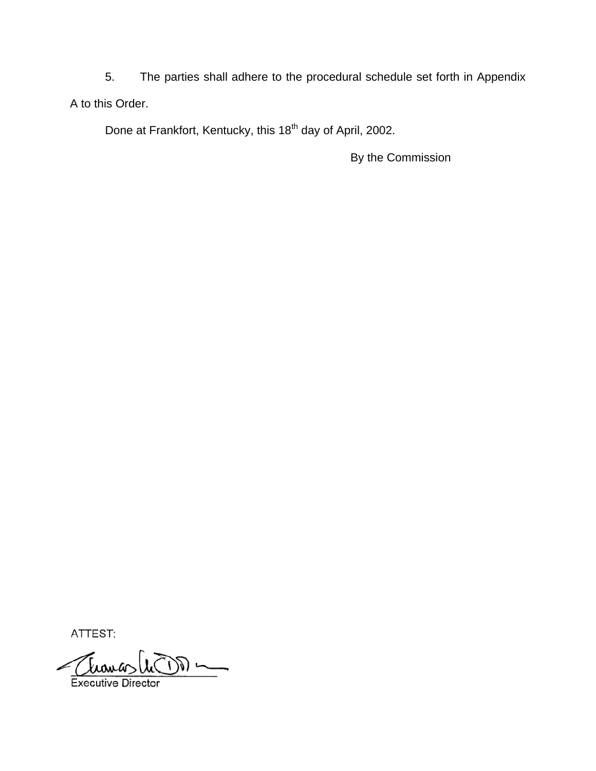5. The parties shall adhere to the procedural schedule set forth in Appendix A to this Order.

Done at Frankfort, Kentucky, this 18th day of April, 2002.

By the Commission

ATTEST:

Executive Director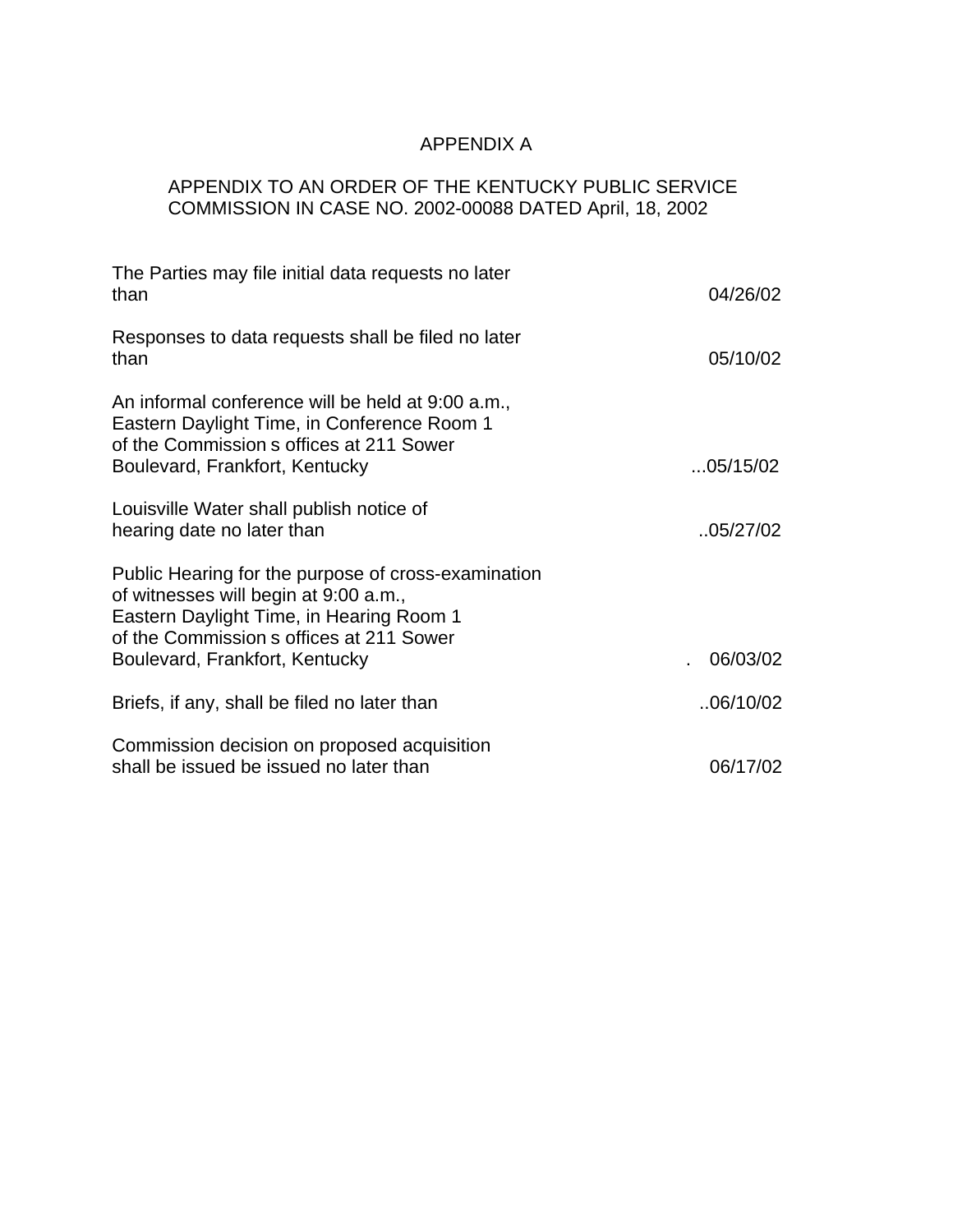APPENDIX A

APPENDIX TO AN ORDER OF THE KENTUCKY PUBLIC SERVICE COMMISSION IN CASE NO. 2002-00088 DATED April, 18, 2002

| | |
|---|---|
| The Parties may file initial data requests no later than | 04/26/02 |
| Responses to data requests shall be filed no later than | 05/10/02 |
| An informal conference will be held at 9:00 a.m., Eastern Daylight Time, in Conference Room 1 of the Commission s offices at 211 Sower Boulevard, Frankfort, Kentucky | ...05/15/02 |
| Louisville Water shall publish notice of hearing date no later than | ..05/27/02 |
| Public Hearing for the purpose of cross-examination of witnesses will begin at 9:00 a.m., Eastern Daylight Time, in Hearing Room 1 of the Commission s offices at 211 Sower Boulevard, Frankfort, Kentucky | . 06/03/02 |
| Briefs, if any, shall be filed no later than | ..06/10/02 |
| Commission decision on proposed acquisition shall be issued be issued no later than | 06/17/02 |